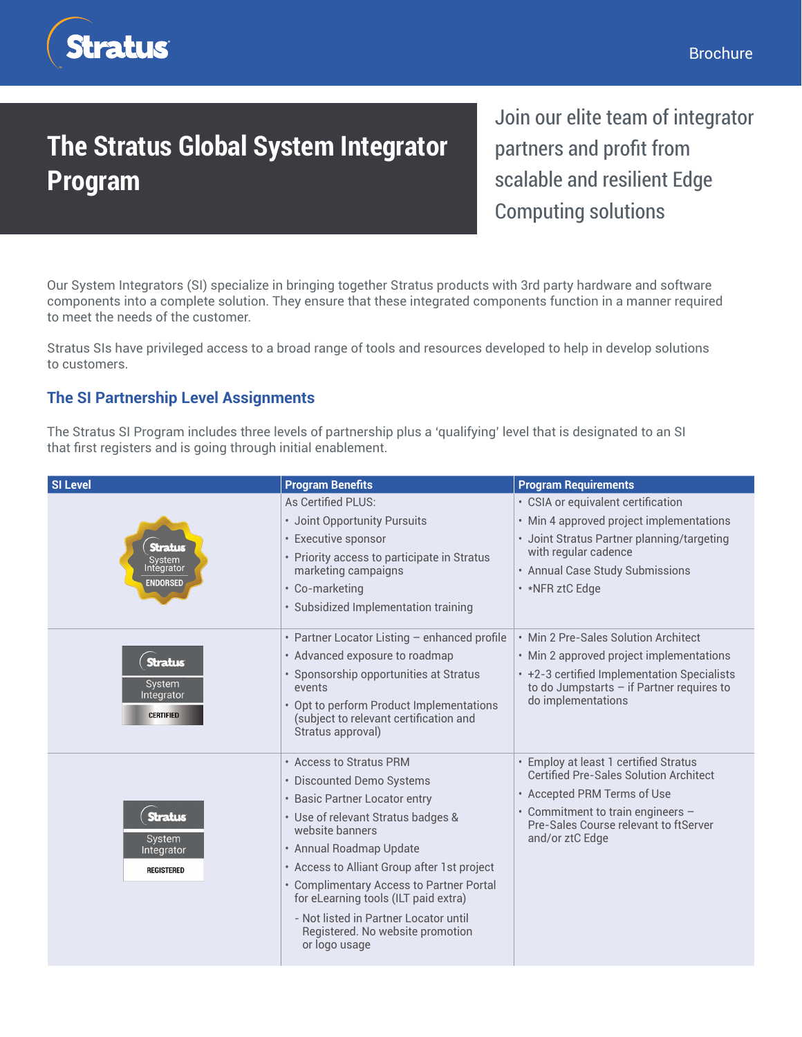# The Stratus Global System Integrator Program

Join our elite team of integrator partners and profit from scalable and resilient Edge Computing solutions

Our System Integrators (SI) specialize in bringing together Stratus products with 3rd party hardware and software components into a complete solution. They ensure that these integrated components function in a manner required to meet the needs of the customer.

Stratus SIs have privileged access to a broad range of tools and resources developed to help in develop solutions to customers.

## The SI Partnership Level Assignments

The Stratus SI Program includes three levels of partnership plus a 'qualifying' level that is designated to an SI that first registers and is going through initial enablement.

| SI Level | Program Benefits | Program Requirements |
| --- | --- | --- |
| Stratus System Integrator ENDORSED | As Certified PLUS:<br>• Joint Opportunity Pursuits<br>• Executive sponsor<br>• Priority access to participate in Stratus marketing campaigns<br>• Co-marketing<br>• Subsidized Implementation training | • CSIA or equivalent certification<br>• Min 4 approved project implementations<br>• Joint Stratus Partner planning/targeting with regular cadence<br>• Annual Case Study Submissions<br>• *NFR ztC Edge |
| Stratus System Integrator CERTIFIED | • Partner Locator Listing – enhanced profile<br>• Advanced exposure to roadmap<br>• Sponsorship opportunities at Stratus events<br>• Opt to perform Product Implementations (subject to relevant certification and Stratus approval) | • Min 2 Pre-Sales Solution Architect<br>• Min 2 approved project implementations<br>• +2-3 certified Implementation Specialists to do Jumpstarts – if Partner requires to do implementations |
| Stratus System Integrator REGISTERED | • Access to Stratus PRM<br>• Discounted Demo Systems<br>• Basic Partner Locator entry<br>• Use of relevant Stratus badges & website banners<br>• Annual Roadmap Update<br>• Access to Alliant Group after 1st project<br>• Complimentary Access to Partner Portal for eLearning tools (ILT paid extra)<br>- Not listed in Partner Locator until Registered. No website promotion or logo usage | • Employ at least 1 certified Stratus Certified Pre-Sales Solution Architect<br>• Accepted PRM Terms of Use<br>• Commitment to train engineers – Pre-Sales Course relevant to ftServer and/or ztC Edge |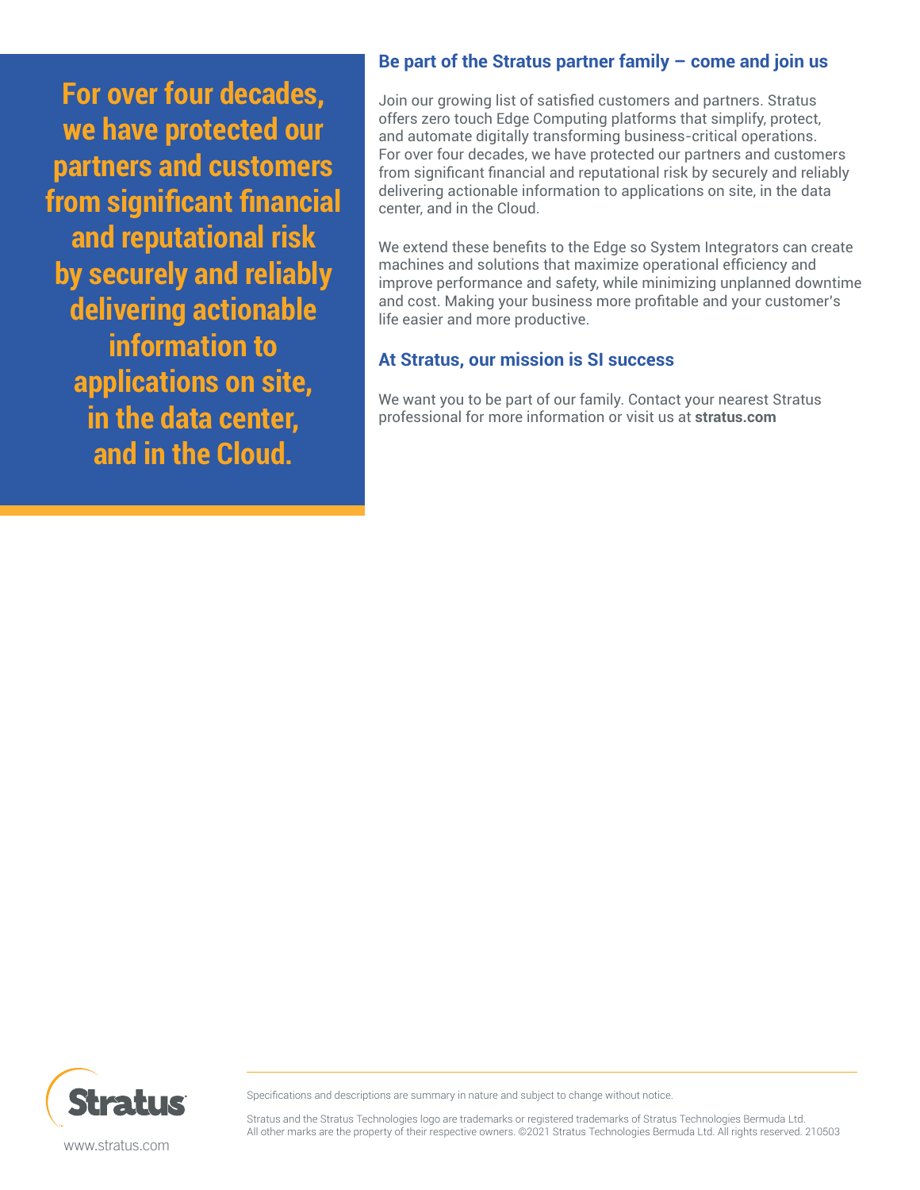**For over four decades, we have protected our partners and customers from significant financial and reputational risk by securely and reliably delivering actionable information to applications on site, in the data center, and in the Cloud.**

## Be part of the Stratus partner family – come and join us

Join our growing list of satisfied customers and partners. Stratus offers zero touch Edge Computing platforms that simplify, protect, and automate digitally transforming business-critical operations. For over four decades, we have protected our partners and customers from significant financial and reputational risk by securely and reliably delivering actionable information to applications on site, in the data center, and in the Cloud.

We extend these benefits to the Edge so System Integrators can create machines and solutions that maximize operational efficiency and improve performance and safety, while minimizing unplanned downtime and cost. Making your business more profitable and your customer's life easier and more productive.

## At Stratus, our mission is SI success

We want you to be part of our family. Contact your nearest Stratus professional for more information or visit us at **stratus.com**

Stratus

www.stratus.com

Specifications and descriptions are summary in nature and subject to change without notice.

Stratus and the Stratus Technologies logo are trademarks or registered trademarks of Stratus Technologies Bermuda Ltd. All other marks are the property of their respective owners. ©2021 Stratus Technologies Bermuda Ltd. All rights reserved. 210503